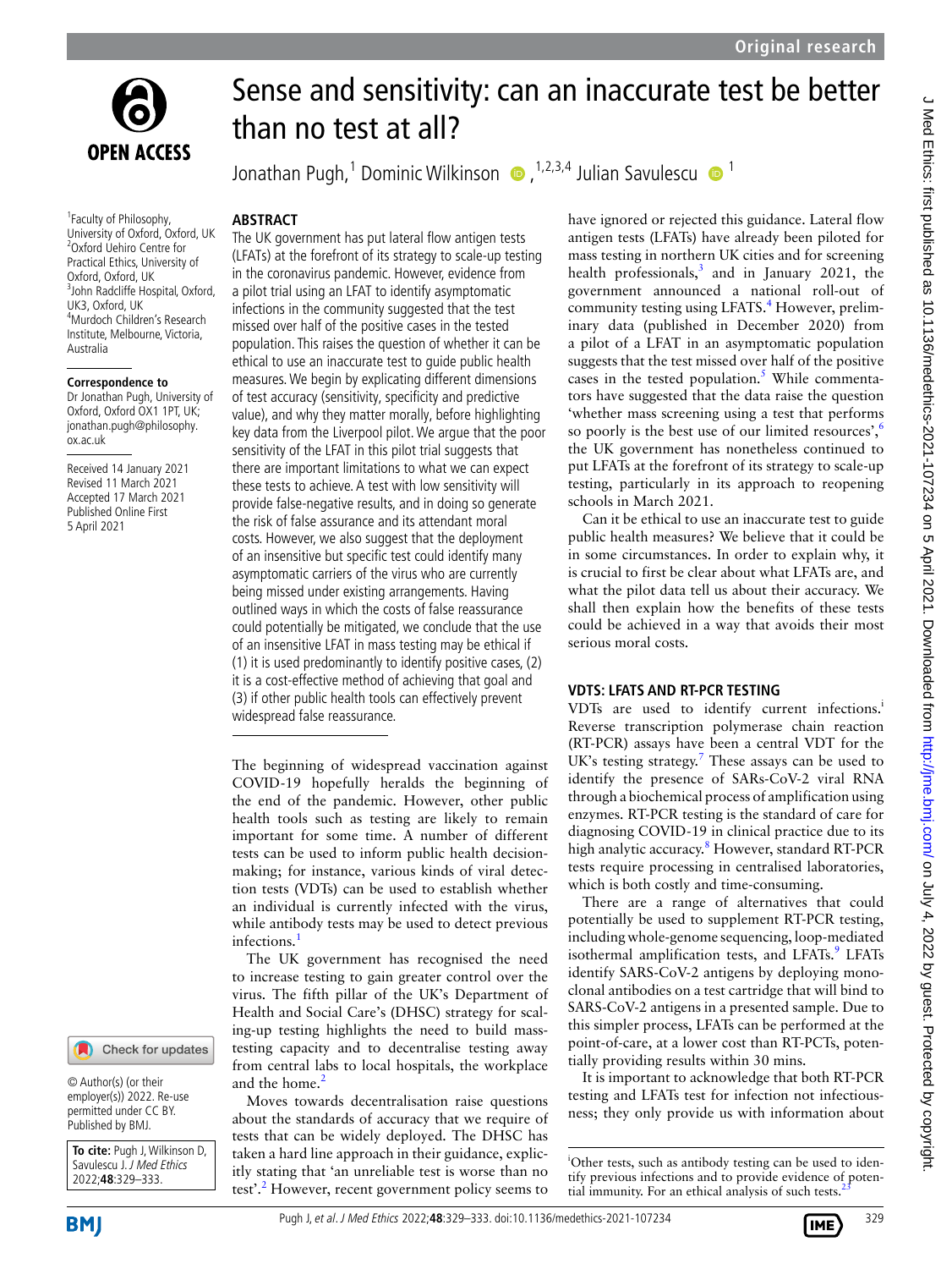# Sense and sensitivity: can an inaccurate test be better than no test at all?

Jonathan Pugh,[1] Dominic Wilkinson,[1,2,3,4] Julian Savulescu[1]

[1]Faculty of Philosophy, University of Oxford, Oxford, UK
[2]Oxford Uehiro Centre for Practical Ethics, University of Oxford, Oxford, UK
[3]John Radcliffe Hospital, Oxford, UK3, Oxford, UK
[4]Murdoch Children's Research Institute, Melbourne, Victoria, Australia

**Correspondence to**
Dr Jonathan Pugh, University of Oxford, Oxford OX1 1PT, UK; jonathan.pugh@philosophy.ox.ac.uk

Received 14 January 2021
Revised 11 March 2021
Accepted 17 March 2021
Published Online First 5 April 2021

© Author(s) (or their employer(s)) 2022. Re-use permitted under CC BY. Published by BMJ.

**To cite:** Pugh J, Wilkinson D, Savulescu J. *J Med Ethics* 2022;**48**:329–333.

## ABSTRACT

The UK government has put lateral flow antigen tests (LFATs) at the forefront of its strategy to scale-up testing in the coronavirus pandemic. However, evidence from a pilot trial using an LFAT to identify asymptomatic infections in the community suggested that the test missed over half of the positive cases in the tested population. This raises the question of whether it can be ethical to use an inaccurate test to guide public health measures. We begin by explicating different dimensions of test accuracy (sensitivity, specificity and predictive value), and why they matter morally, before highlighting key data from the Liverpool pilot. We argue that the poor sensitivity of the LFAT in this pilot trial suggests that there are important limitations to what we can expect these tests to achieve. A test with low sensitivity will provide false-negative results, and in doing so generate the risk of false assurance and its attendant moral costs. However, we also suggest that the deployment of an insensitive but specific test could identify many asymptomatic carriers of the virus who are currently being missed under existing arrangements. Having outlined ways in which the costs of false reassurance could potentially be mitigated, we conclude that the use of an insensitive LFAT in mass testing may be ethical if (1) it is used predominantly to identify positive cases, (2) it is a cost-effective method of achieving that goal and (3) if other public health tools can effectively prevent widespread false reassurance.

The beginning of widespread vaccination against COVID-19 hopefully heralds the beginning of the end of the pandemic. However, other public health tools such as testing are likely to remain important for some time. A number of different tests can be used to inform public health decision-making; for instance, various kinds of viral detection tests (VDTs) can be used to establish whether an individual is currently infected with the virus, while antibody tests may be used to detect previous infections.[1]

The UK government has recognised the need to increase testing to gain greater control over the virus. The fifth pillar of the UK's Department of Health and Social Care's (DHSC) strategy for scaling-up testing highlights the need to build mass-testing capacity and to decentralise testing away from central labs to local hospitals, the workplace and the home.[2]

Moves towards decentralisation raise questions about the standards of accuracy that we require of tests that can be widely deployed. The DHSC has taken a hard line approach in their guidance, explicitly stating that 'an unreliable test is worse than no test'.[2] However, recent government policy seems to have ignored or rejected this guidance. Lateral flow antigen tests (LFATs) have already been piloted for mass testing in northern UK cities and for screening health professionals,[3] and in January 2021, the government announced a national roll-out of community testing using LFATS.[4] However, preliminary data (published in December 2020) from a pilot of a LFAT in an asymptomatic population suggests that the test missed over half of the positive cases in the tested population.[5] While commentators have suggested that the data raise the question 'whether mass screening using a test that performs so poorly is the best use of our limited resources',[6] the UK government has nonetheless continued to put LFATs at the forefront of its strategy to scale-up testing, particularly in its approach to reopening schools in March 2021.

Can it be ethical to use an inaccurate test to guide public health measures? We believe that it could be in some circumstances. In order to explain why, it is crucial to first be clear about what LFATs are, and what the pilot data tell us about their accuracy. We shall then explain how the benefits of these tests could be achieved in a way that avoids their most serious moral costs.

## VDTS: LFATS AND RT-PCR TESTING

VDTs are used to identify current infections.[i] Reverse transcription polymerase chain reaction (RT-PCR) assays have been a central VDT for the UK's testing strategy.[7] These assays can be used to identify the presence of SARS-CoV-2 viral RNA through a biochemical process of amplification using enzymes. RT-PCR testing is the standard of care for diagnosing COVID-19 in clinical practice due to its high analytic accuracy.[8] However, standard RT-PCR tests require processing in centralised laboratories, which is both costly and time-consuming.

There are a range of alternatives that could potentially be used to supplement RT-PCR testing, including whole-genome sequencing, loop-mediated isothermal amplification tests, and LFATs.[9] LFATs identify SARS-CoV-2 antigens by deploying monoclonal antibodies on a test cartridge that will bind to SARS-CoV-2 antigens in a presented sample. Due to this simpler process, LFATs can be performed at the point-of-care, at a lower cost than RT-PCTs, potentially providing results within 30 mins.

It is important to acknowledge that both RT-PCR testing and LFATs test for infection not infectiousness; they only provide us with information about

[i]Other tests, such as antibody testing can be used to identify previous infections and to provide evidence of potential immunity. For an ethical analysis of such tests.[23]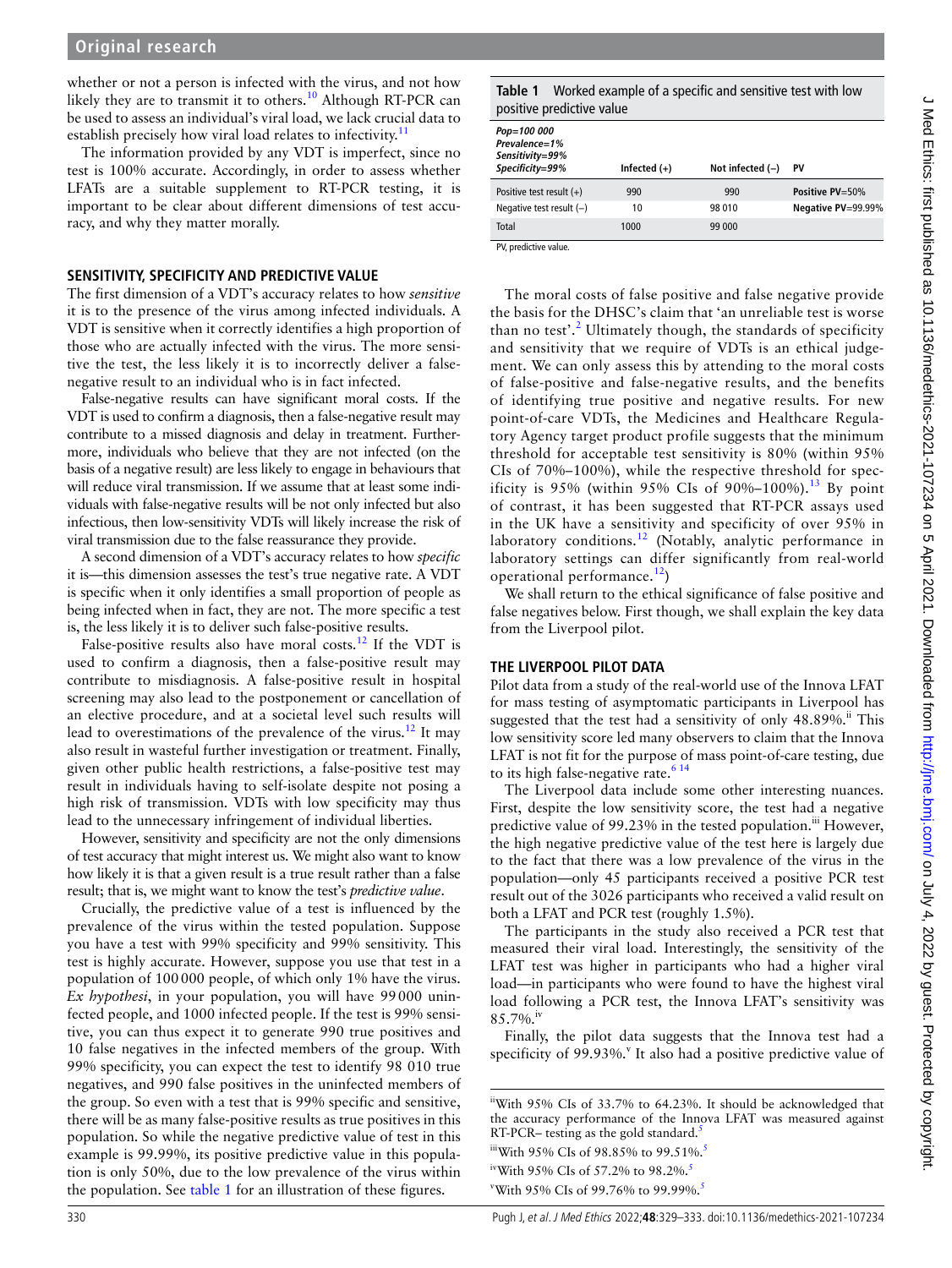whether or not a person is infected with the virus, and not how likely they are to transmit it to others.[10] Although RT-PCR can be used to assess an individual's viral load, we lack crucial data to establish precisely how viral load relates to infectivity.[11]

The information provided by any VDT is imperfect, since no test is 100% accurate. Accordingly, in order to assess whether LFATs are a suitable supplement to RT-PCR testing, it is important to be clear about different dimensions of test accuracy, and why they matter morally.

## SENSITIVITY, SPECIFICITY AND PREDICTIVE VALUE

The first dimension of a VDT's accuracy relates to how *sensitive* it is to the presence of the virus among infected individuals. A VDT is sensitive when it correctly identifies a high proportion of those who are actually infected with the virus. The more sensitive the test, the less likely it is to incorrectly deliver a false-negative result to an individual who is in fact infected.

False-negative results can have significant moral costs. If the VDT is used to confirm a diagnosis, then a false-negative result may contribute to a missed diagnosis and delay in treatment. Furthermore, individuals who believe that they are not infected (on the basis of a negative result) are less likely to engage in behaviours that will reduce viral transmission. If we assume that at least some individuals with false-negative results will be not only infected but also infectious, then low-sensitivity VDTs will likely increase the risk of viral transmission due to the false reassurance they provide.

A second dimension of a VDT's accuracy relates to how *specific* it is—this dimension assesses the test's true negative rate. A VDT is specific when it only identifies a small proportion of people as being infected when in fact, they are not. The more specific a test is, the less likely it is to deliver such false-positive results.

False-positive results also have moral costs.[12] If the VDT is used to confirm a diagnosis, then a false-positive result may contribute to misdiagnosis. A false-positive result in hospital screening may also lead to the postponement or cancellation of an elective procedure, and at a societal level such results will lead to overestimations of the prevalence of the virus.[12] It may also result in wasteful further investigation or treatment. Finally, given other public health restrictions, a false-positive test may result in individuals having to self-isolate despite not posing a high risk of transmission. VDTs with low specificity may thus lead to the unnecessary infringement of individual liberties.

However, sensitivity and specificity are not the only dimensions of test accuracy that might interest us. We might also want to know how likely it is that a given result is a true result rather than a false result; that is, we might want to know the test's *predictive value*.

Crucially, the predictive value of a test is influenced by the prevalence of the virus within the tested population. Suppose you have a test with 99% specificity and 99% sensitivity. This test is highly accurate. However, suppose you use that test in a population of 100 000 people, of which only 1% have the virus. *Ex hypothesi*, in your population, you will have 99 000 uninfected people, and 1000 infected people. If the test is 99% sensitive, you can thus expect it to generate 990 true positives and 10 false negatives in the infected members of the group. With 99% specificity, you can expect the test to identify 98 010 true negatives, and 990 false positives in the uninfected members of the group. So even with a test that is 99% specific and sensitive, there will be as many false-positive results as true positives in this population. So while the negative predictive value of test in this example is 99.99%, its positive predictive value in this population is only 50%, due to the low prevalence of the virus within the population. See table 1 for an illustration of these figures.

**Table 1** Worked example of a specific and sensitive test with low positive predictive value

| *Pop=100 000 Prevalence=1% Sensitivity=99% Specificity=99%* | Infected (+) | Not infected (−) | PV |
|---|---|---|---|
| Positive test result (+) | 990 | 990 | **Positive PV=50%** |
| Negative test result (−) | 10 | 98 010 | **Negative PV=99.99%** |
| Total | 1000 | 99 000 | |

PV, predictive value.

The moral costs of false positive and false negative provide the basis for the DHSC's claim that 'an unreliable test is worse than no test'.[2] Ultimately though, the standards of specificity and sensitivity that we require of VDTs is an ethical judgement. We can only assess this by attending to the moral costs of false-positive and false-negative results, and the benefits of identifying true positive and negative results. For new point-of-care VDTs, the Medicines and Healthcare Regulatory Agency target product profile suggests that the minimum threshold for acceptable test sensitivity is 80% (within 95% CIs of 70%–100%), while the respective threshold for specificity is 95% (within 95% CIs of 90%–100%).[13] By point of contrast, it has been suggested that RT-PCR assays used in the UK have a sensitivity and specificity of over 95% in laboratory conditions.[12] (Notably, analytic performance in laboratory settings can differ significantly from real-world operational performance.[12])

We shall return to the ethical significance of false positive and false negatives below. First though, we shall explain the key data from the Liverpool pilot.

## THE LIVERPOOL PILOT DATA

Pilot data from a study of the real-world use of the Innova LFAT for mass testing of asymptomatic participants in Liverpool has suggested that the test had a sensitivity of only 48.89%.[ii] This low sensitivity score led many observers to claim that the Innova LFAT is not fit for the purpose of mass point-of-care testing, due to its high false-negative rate.[6 14]

The Liverpool data include some other interesting nuances. First, despite the low sensitivity score, the test had a negative predictive value of 99.23% in the tested population.[iii] However, the high negative predictive value of the test here is largely due to the fact that there was a low prevalence of the virus in the population—only 45 participants received a positive PCR test result out of the 3026 participants who received a valid result on both a LFAT and PCR test (roughly 1.5%).

The participants in the study also received a PCR test that measured their viral load. Interestingly, the sensitivity of the LFAT test was higher in participants who had a higher viral load—in participants who were found to have the highest viral load following a PCR test, the Innova LFAT's sensitivity was 85.7%.[iv]

Finally, the pilot data suggests that the Innova test had a specificity of 99.93%.[v] It also had a positive predictive value of

[ii] With 95% CIs of 33.7% to 64.23%. It should be acknowledged that the accuracy performance of the Innova LFAT was measured against RT-PCR– testing as the gold standard.[5]

[iii] With 95% CIs of 98.85% to 99.51%.[5]

[iv] With 95% CIs of 57.2% to 98.2%.[5]

[v] With 95% CIs of 99.76% to 99.99%.[5]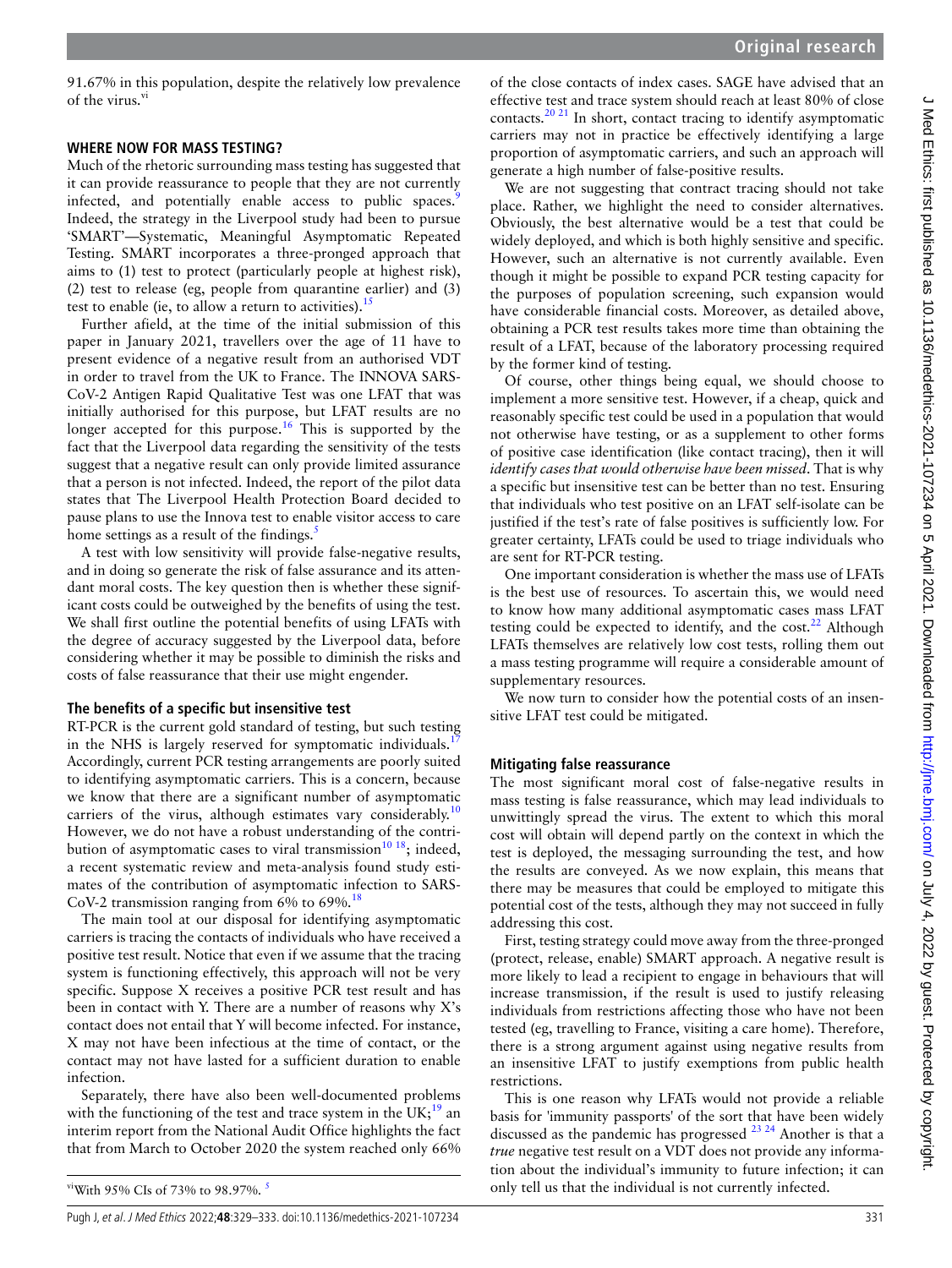91.67% in this population, despite the relatively low prevalence of the virus.[vi]

## WHERE NOW FOR MASS TESTING?

Much of the rhetoric surrounding mass testing has suggested that it can provide reassurance to people that they are not currently infected, and potentially enable access to public spaces.[9] Indeed, the strategy in the Liverpool study had been to pursue 'SMART'—Systematic, Meaningful Asymptomatic Repeated Testing. SMART incorporates a three-pronged approach that aims to (1) test to protect (particularly people at highest risk), (2) test to release (eg, people from quarantine earlier) and (3) test to enable (ie, to allow a return to activities).[15]

Further afield, at the time of the initial submission of this paper in January 2021, travellers over the age of 11 have to present evidence of a negative result from an authorised VDT in order to travel from the UK to France. The INNOVA SARS-CoV-2 Antigen Rapid Qualitative Test was one LFAT that was initially authorised for this purpose, but LFAT results are no longer accepted for this purpose.[16] This is supported by the fact that the Liverpool data regarding the sensitivity of the tests suggest that a negative result can only provide limited assurance that a person is not infected. Indeed, the report of the pilot data states that The Liverpool Health Protection Board decided to pause plans to use the Innova test to enable visitor access to care home settings as a result of the findings.[5]

A test with low sensitivity will provide false-negative results, and in doing so generate the risk of false assurance and its attendant moral costs. The key question then is whether these significant costs could be outweighed by the benefits of using the test. We shall first outline the potential benefits of using LFATs with the degree of accuracy suggested by the Liverpool data, before considering whether it may be possible to diminish the risks and costs of false reassurance that their use might engender.

### The benefits of a specific but insensitive test

RT-PCR is the current gold standard of testing, but such testing in the NHS is largely reserved for symptomatic individuals.[17] Accordingly, current PCR testing arrangements are poorly suited to identifying asymptomatic carriers. This is a concern, because we know that there are a significant number of asymptomatic carriers of the virus, although estimates vary considerably.[10] However, we do not have a robust understanding of the contribution of asymptomatic cases to viral transmission[10,18]; indeed, a recent systematic review and meta-analysis found study estimates of the contribution of asymptomatic infection to SARS-CoV-2 transmission ranging from 6% to 69%.[18]

The main tool at our disposal for identifying asymptomatic carriers is tracing the contacts of individuals who have received a positive test result. Notice that even if we assume that the tracing system is functioning effectively, this approach will not be very specific. Suppose X receives a positive PCR test result and has been in contact with Y. There are a number of reasons why X's contact does not entail that Y will become infected. For instance, X may not have been infectious at the time of contact, or the contact may not have lasted for a sufficient duration to enable infection.

Separately, there have also been well-documented problems with the functioning of the test and trace system in the UK;[19] an interim report from the National Audit Office highlights the fact that from March to October 2020 the system reached only 66% of the close contacts of index cases. SAGE have advised that an effective test and trace system should reach at least 80% of close contacts.[20,21] In short, contact tracing to identify asymptomatic carriers may not in practice be effectively identifying a large proportion of asymptomatic carriers, and such an approach will generate a high number of false-positive results.

We are not suggesting that contract tracing should not take place. Rather, we highlight the need to consider alternatives. Obviously, the best alternative would be a test that could be widely deployed, and which is both highly sensitive and specific. However, such an alternative is not currently available. Even though it might be possible to expand PCR testing capacity for the purposes of population screening, such expansion would have considerable financial costs. Moreover, as detailed above, obtaining a PCR test results takes more time than obtaining the result of a LFAT, because of the laboratory processing required by the former kind of testing.

Of course, other things being equal, we should choose to implement a more sensitive test. However, if a cheap, quick and reasonably specific test could be used in a population that would not otherwise have testing, or as a supplement to other forms of positive case identification (like contact tracing), then it will *identify cases that would otherwise have been missed*. That is why a specific but insensitive test can be better than no test. Ensuring that individuals who test positive on an LFAT self-isolate can be justified if the test's rate of false positives is sufficiently low. For greater certainty, LFATs could be used to triage individuals who are sent for RT-PCR testing.

One important consideration is whether the mass use of LFATs is the best use of resources. To ascertain this, we would need to know how many additional asymptomatic cases mass LFAT testing could be expected to identify, and the cost.[22] Although LFATs themselves are relatively low cost tests, rolling them out a mass testing programme will require a considerable amount of supplementary resources.

We now turn to consider how the potential costs of an insensitive LFAT test could be mitigated.

### Mitigating false reassurance

The most significant moral cost of false-negative results in mass testing is false reassurance, which may lead individuals to unwittingly spread the virus. The extent to which this moral cost will obtain will depend partly on the context in which the test is deployed, the messaging surrounding the test, and how the results are conveyed. As we now explain, this means that there may be measures that could be employed to mitigate this potential cost of the tests, although they may not succeed in fully addressing this cost.

First, testing strategy could move away from the three-pronged (protect, release, enable) SMART approach. A negative result is more likely to lead a recipient to engage in behaviours that will increase transmission, if the result is used to justify releasing individuals from restrictions affecting those who have not been tested (eg, travelling to France, visiting a care home). Therefore, there is a strong argument against using negative results from an insensitive LFAT to justify exemptions from public health restrictions.

This is one reason why LFATs would not provide a reliable basis for 'immunity passports' of the sort that have been widely discussed as the pandemic has progressed [23,24] Another is that a *true* negative test result on a VDT does not provide any information about the individual's immunity to future infection; it can only tell us that the individual is not currently infected.

[vi]With 95% CIs of 73% to 98.97%. [5]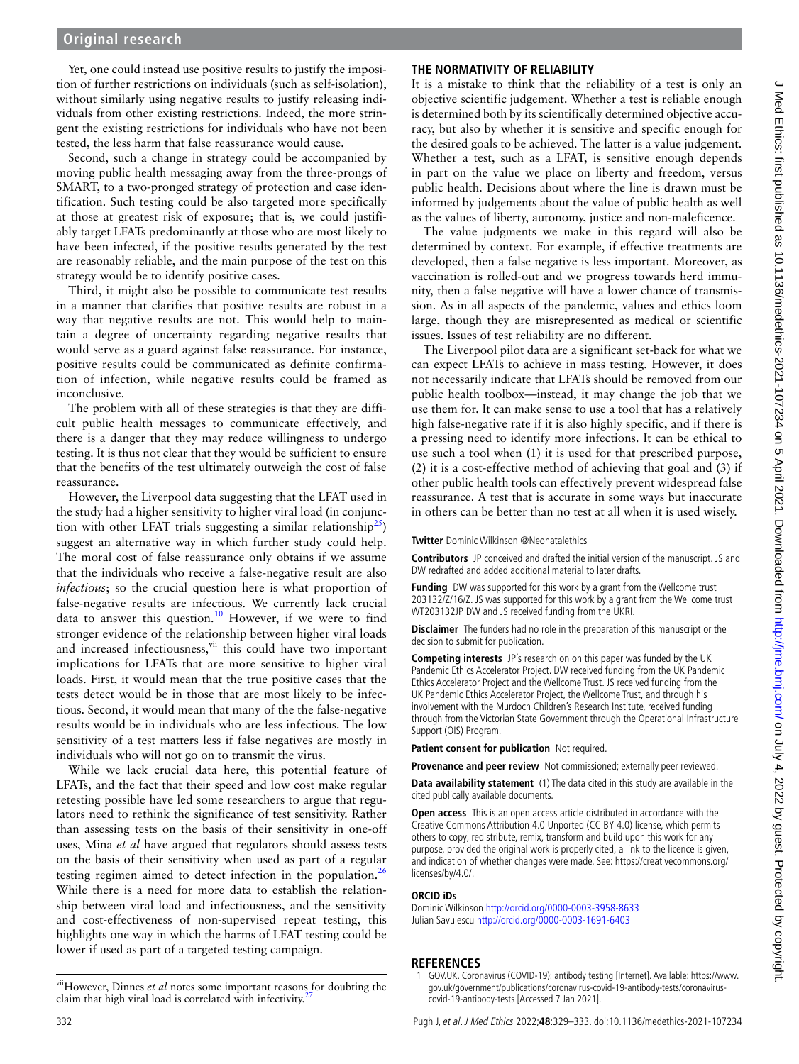Yet, one could instead use positive results to justify the imposition of further restrictions on individuals (such as self-isolation), without similarly using negative results to justify releasing individuals from other existing restrictions. Indeed, the more stringent the existing restrictions for individuals who have not been tested, the less harm that false reassurance would cause.

Second, such a change in strategy could be accompanied by moving public health messaging away from the three-prongs of SMART, to a two-pronged strategy of protection and case identification. Such testing could be also targeted more specifically at those at greatest risk of exposure; that is, we could justifiably target LFATs predominantly at those who are most likely to have been infected, if the positive results generated by the test are reasonably reliable, and the main purpose of the test on this strategy would be to identify positive cases.

Third, it might also be possible to communicate test results in a manner that clarifies that positive results are robust in a way that negative results are not. This would help to maintain a degree of uncertainty regarding negative results that would serve as a guard against false reassurance. For instance, positive results could be communicated as definite confirmation of infection, while negative results could be framed as inconclusive.

The problem with all of these strategies is that they are difficult public health messages to communicate effectively, and there is a danger that they may reduce willingness to undergo testing. It is thus not clear that they would be sufficient to ensure that the benefits of the test ultimately outweigh the cost of false reassurance.

However, the Liverpool data suggesting that the LFAT used in the study had a higher sensitivity to higher viral load (in conjunction with other LFAT trials suggesting a similar relationship[25]) suggest an alternative way in which further study could help. The moral cost of false reassurance only obtains if we assume that the individuals who receive a false-negative result are also *infectious*; so the crucial question here is what proportion of false-negative results are infectious. We currently lack crucial data to answer this question.[10] However, if we were to find stronger evidence of the relationship between higher viral loads and increased infectiousness,[vii] this could have two important implications for LFATs that are more sensitive to higher viral loads. First, it would mean that the true positive cases that the tests detect would be in those that are most likely to be infectious. Second, it would mean that many of the the false-negative results would be in individuals who are less infectious. The low sensitivity of a test matters less if false negatives are mostly in individuals who will not go on to transmit the virus.

While we lack crucial data here, this potential feature of LFATs, and the fact that their speed and low cost make regular retesting possible have led some researchers to argue that regulators need to rethink the significance of test sensitivity. Rather than assessing tests on the basis of their sensitivity in one-off uses, Mina *et al* have argued that regulators should assess tests on the basis of their sensitivity when used as part of a regular testing regimen aimed to detect infection in the population.[26] While there is a need for more data to establish the relationship between viral load and infectiousness, and the sensitivity and cost-effectiveness of non-supervised repeat testing, this highlights one way in which the harms of LFAT testing could be lower if used as part of a targeted testing campaign.

[vii]However, Dinnes *et al* notes some important reasons for doubting the claim that high viral load is correlated with infectivity.[27]

## THE NORMATIVITY OF RELIABILITY

It is a mistake to think that the reliability of a test is only an objective scientific judgement. Whether a test is reliable enough is determined both by its scientifically determined objective accuracy, but also by whether it is sensitive and specific enough for the desired goals to be achieved. The latter is a value judgement. Whether a test, such as a LFAT, is sensitive enough depends in part on the value we place on liberty and freedom, versus public health. Decisions about where the line is drawn must be informed by judgements about the value of public health as well as the values of liberty, autonomy, justice and non-maleficence.

The value judgments we make in this regard will also be determined by context. For example, if effective treatments are developed, then a false negative is less important. Moreover, as vaccination is rolled-out and we progress towards herd immunity, then a false negative will have a lower chance of transmission. As in all aspects of the pandemic, values and ethics loom large, though they are misrepresented as medical or scientific issues. Issues of test reliability are no different.

The Liverpool pilot data are a significant set-back for what we can expect LFATs to achieve in mass testing. However, it does not necessarily indicate that LFATs should be removed from our public health toolbox—instead, it may change the job that we use them for. It can make sense to use a tool that has a relatively high false-negative rate if it is also highly specific, and if there is a pressing need to identify more infections. It can be ethical to use such a tool when (1) it is used for that prescribed purpose, (2) it is a cost-effective method of achieving that goal and (3) if other public health tools can effectively prevent widespread false reassurance. A test that is accurate in some ways but inaccurate in others can be better than no test at all when it is used wisely.

**Twitter** Dominic Wilkinson @Neonatalethics

**Contributors** JP conceived and drafted the initial version of the manuscript. JS and DW redrafted and added additional material to later drafts.

**Funding** DW was supported for this work by a grant from the Wellcome trust 203132/Z/16/Z. JS was supported for this work by a grant from the Wellcome trust WT203132JP DW and JS received funding from the UKRI.

**Disclaimer** The funders had no role in the preparation of this manuscript or the decision to submit for publication.

**Competing interests** JP's research on on this paper was funded by the UK Pandemic Ethics Accelerator Project. DW received funding from the UK Pandemic Ethics Accelerator Project and the Wellcome Trust. JS received funding from the UK Pandemic Ethics Accelerator Project, the Wellcome Trust, and through his involvement with the Murdoch Children's Research Institute, received funding through from the Victorian State Government through the Operational Infrastructure Support (OIS) Program.

**Patient consent for publication** Not required.

**Provenance and peer review** Not commissioned; externally peer reviewed.

**Data availability statement** (1) The data cited in this study are available in the cited publically available documents.

**Open access** This is an open access article distributed in accordance with the Creative Commons Attribution 4.0 Unported (CC BY 4.0) license, which permits others to copy, redistribute, remix, transform and build upon this work for any purpose, provided the original work is properly cited, a link to the licence is given, and indication of whether changes were made. See: https://creativecommons.org/licenses/by/4.0/.

### ORCID iDs

Dominic Wilkinson http://orcid.org/0000-0003-3958-8633
Julian Savulescu http://orcid.org/0000-0003-1691-6403

## REFERENCES

1. GOV.UK. Coronavirus (COVID-19): antibody testing [Internet]. Available: https://www.gov.uk/government/publications/coronavirus-covid-19-antibody-tests/coronavirus-covid-19-antibody-tests [Accessed 7 Jan 2021].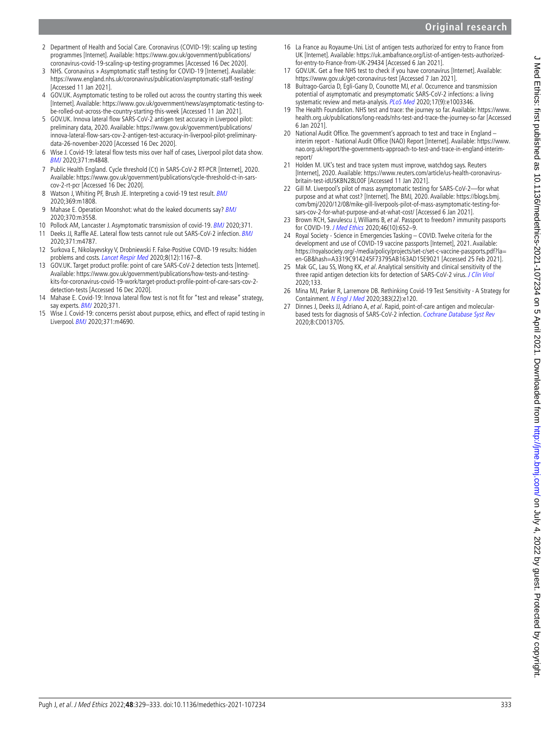2. Department of Health and Social Care. Coronavirus (COVID-19): scaling up testing programmes [Internet]. Available: https://www.gov.uk/government/publications/coronavirus-covid-19-scaling-up-testing-programmes [Accessed 16 Dec 2020].
3. NHS. Coronavirus » Asymptomatic staff testing for COVID-19 [Internet]. Available: https://www.england.nhs.uk/coronavirus/publication/asymptomatic-staff-testing/ [Accessed 11 Jan 2021].
4. GOV.UK. Asymptomatic testing to be rolled out across the country starting this week [Internet]. Available: https://www.gov.uk/government/news/asymptomatic-testing-to-be-rolled-out-across-the-country-starting-this-week [Accessed 11 Jan 2021].
5. GOV.UK. Innova lateral flow SARS-CoV-2 antigen test accuracy in Liverpool pilot: preliminary data, 2020. Available: https://www.gov.uk/government/publications/innova-lateral-flow-sars-cov-2-antigen-test-accuracy-in-liverpool-pilot-preliminary-data-26-november-2020 [Accessed 16 Dec 2020].
6. Wise J. Covid-19: lateral flow tests miss over half of cases, Liverpool pilot data show. *BMJ* 2020;371:m4848.
7. Public Health England. Cycle threshold (Ct) in SARS-CoV-2 RT-PCR [Internet], 2020. Available: https://www.gov.uk/government/publications/cycle-threshold-ct-in-sars-cov-2-rt-pcr [Accessed 16 Dec 2020].
8. Watson J, Whiting PF, Brush JE. Interpreting a covid-19 test result. *BMJ* 2020;369:m1808.
9. Mahase E. Operation Moonshot: what do the leaked documents say? *BMJ* 2020;370:m3558.
10. Pollock AM, Lancaster J. Asymptomatic transmission of covid-19. *BMJ* 2020;371.
11. Deeks JJ, Raffle AE. Lateral flow tests cannot rule out SARS-CoV-2 infection. *BMJ* 2020;371:m4787.
12. Surkova E, Nikolayevskyy V, Drobniewski F. False-Positive COVID-19 results: hidden problems and costs. *Lancet Respir Med* 2020;8(12):1167–8.
13. GOV.UK. Target product profile: point of care SARS-CoV-2 detection tests [Internet]. Available: https://www.gov.uk/government/publications/how-tests-and-testing-kits-for-coronavirus-covid-19-work/target-product-profile-point-of-care-sars-cov-2-detection-tests [Accessed 16 Dec 2020].
14. Mahase E. Covid-19: Innova lateral flow test is not fit for "test and release" strategy, say experts. *BMJ* 2020;371.
15. Wise J. Covid-19: concerns persist about purpose, ethics, and effect of rapid testing in Liverpool. *BMJ* 2020;371:m4690.
16. La France au Royaume-Uni. List of antigen tests authorized for entry to France from UK [Internet]. Available: https://uk.ambafrance.org/List-of-antigen-tests-authorized-for-entry-to-France-from-UK-29434 [Accessed 6 Jan 2021].
17. GOV.UK. Get a free NHS test to check if you have coronavirus [Internet]. Available: https://www.gov.uk/get-coronavirus-test [Accessed 7 Jan 2021].
18. Buitrago-Garcia D, Egli-Gany D, Counotte MJ, *et al*. Occurrence and transmission potential of asymptomatic and presymptomatic SARS-CoV-2 infections: a living systematic review and meta-analysis. *PLoS Med* 2020;17(9):e1003346.
19. The Health Foundation. NHS test and trace: the journey so far. Available: https://www.health.org.uk/publications/long-reads/nhs-test-and-trace-the-journey-so-far [Accessed 6 Jan 2021].
20. National Audit Office. The government's approach to test and trace in England – interim report - National Audit Office (NAO) Report [Internet]. Available: https://www.nao.org.uk/report/the-governments-approach-to-test-and-trace-in-england-interim-report/
21. Holden M. UK's test and trace system must improve, watchdog says. Reuters [Internet], 2020. Available: https://www.reuters.com/article/us-health-coronavirus-britain-test-idUSKBN28L00F [Accessed 11 Jan 2021].
22. Gill M. Liverpool's pilot of mass asymptomatic testing for SARS-CoV-2—for what purpose and at what cost? [Internet]. The BMJ, 2020. Available: https://blogs.bmj.com/bmj/2020/12/08/mike-gill-liverpools-pilot-of-mass-asymptomatic-testing-for-sars-cov-2-for-what-purpose-and-at-what-cost/ [Accessed 6 Jan 2021].
23. Brown RCH, Savulescu J, Williams B, *et al*. Passport to freedom? immunity passports for COVID-19. *J Med Ethics* 2020;46(10):652–9.
24. Royal Society - Science in Emergencies Tasking – COVID. Twelve criteria for the development and use of COVID-19 vaccine passports [Internet], 2021. Available: https://royalsociety.org/-/media/policy/projects/set-c/set-c-vaccine-passports.pdf?la=en-GB&hash=A3319C914245F73795AB163AD15E9021 [Accessed 25 Feb 2021].
25. Mak GC, Lau SS, Wong KK, *et al*. Analytical sensitivity and clinical sensitivity of the three rapid antigen detection kits for detection of SARS-CoV-2 virus. *J Clin Virol* 2020;133.
26. Mina MJ, Parker R, Larremore DB. Rethinking Covid-19 Test Sensitivity - A Strategy for Containment. *N Engl J Med* 2020;383(22):e120.
27. Dinnes J, Deeks JJ, Adriano A, *et al*. Rapid, point-of-care antigen and molecular-based tests for diagnosis of SARS-CoV-2 infection. *Cochrane Database Syst Rev* 2020;8:CD013705.